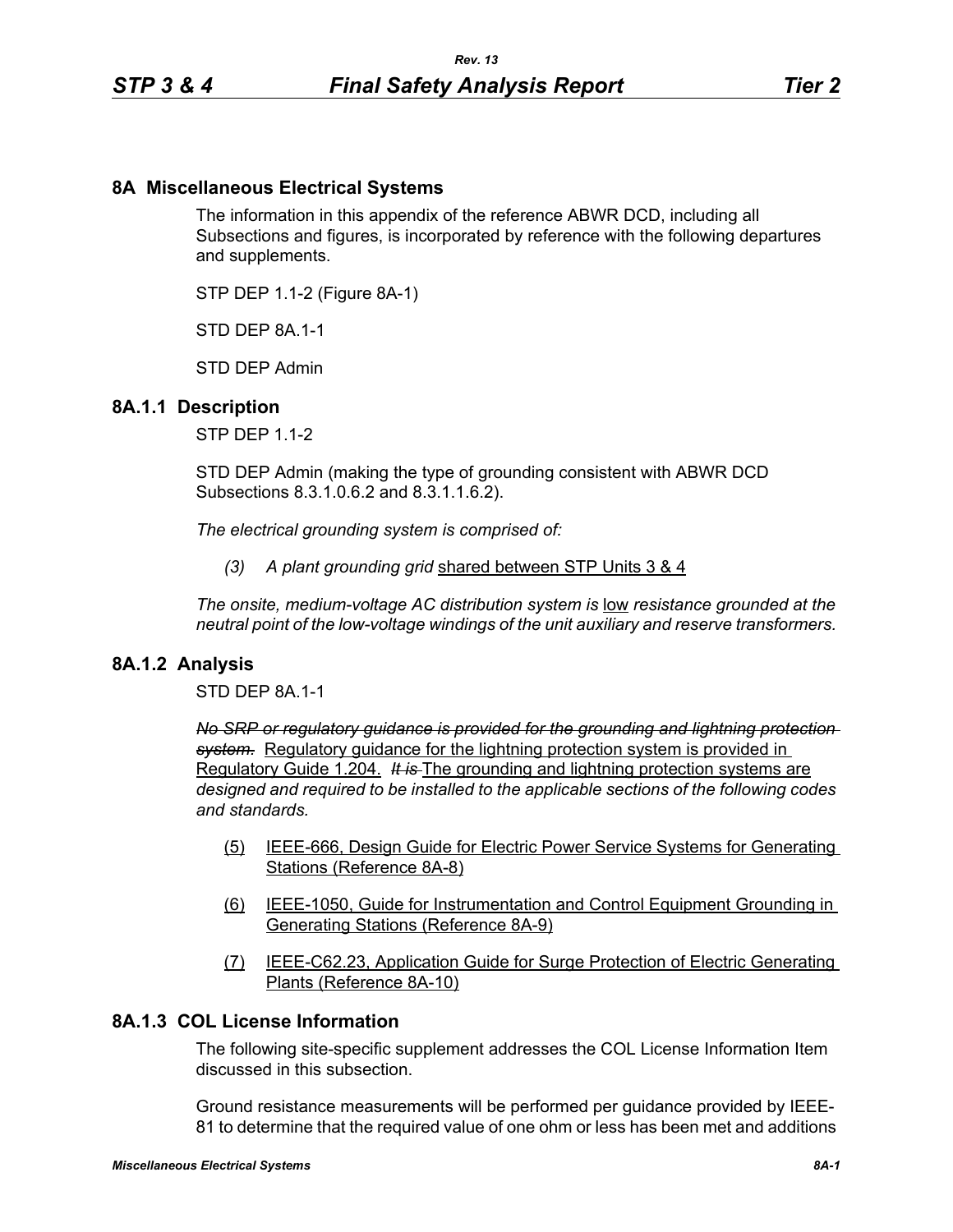## 8A Miscellaneous Electrical Systems

The information in this appendix of the reference ABWR DCD, including all Subsections and figures, is incorporated by reference with the following departures and supplements.

STP DEP 1.1-2 (Figure 8A-1)

STD DEP 8A.1-1

STD DEP Admin

### 8A.1.1 Description

STP DEP 1.1-2

STD DEP Admin (making the type of grounding consistent with ABWR DCD Subsections 8.3.1.0.6.2 and 8.3.1.1.6.2).

*The electrical grounding system is comprised of:*

*(3) A plant grounding grid* shared between STP Units 3 & 4

*The onsite, medium-voltage AC distribution system is* low *resistance grounded at the neutral point of the low-voltage windings of the unit auxiliary and reserve transformers.*

### 8A.1.2 Analysis

STD DEP 8A.1-1

~~*No SRP or regulatory guidance is provided for the grounding and lightning protection system.*~~ Regulatory guidance for the lightning protection system is provided in Regulatory Guide 1.204. ~~*It is*~~ The grounding and lightning protection systems are *designed and required to be installed to the applicable sections of the following codes and standards.*

(5) IEEE-666, Design Guide for Electric Power Service Systems for Generating Stations (Reference 8A-8)

(6) IEEE-1050, Guide for Instrumentation and Control Equipment Grounding in Generating Stations (Reference 8A-9)

(7) IEEE-C62.23, Application Guide for Surge Protection of Electric Generating Plants (Reference 8A-10)

### 8A.1.3 COL License Information

The following site-specific supplement addresses the COL License Information Item discussed in this subsection.

Ground resistance measurements will be performed per guidance provided by IEEE-81 to determine that the required value of one ohm or less has been met and additions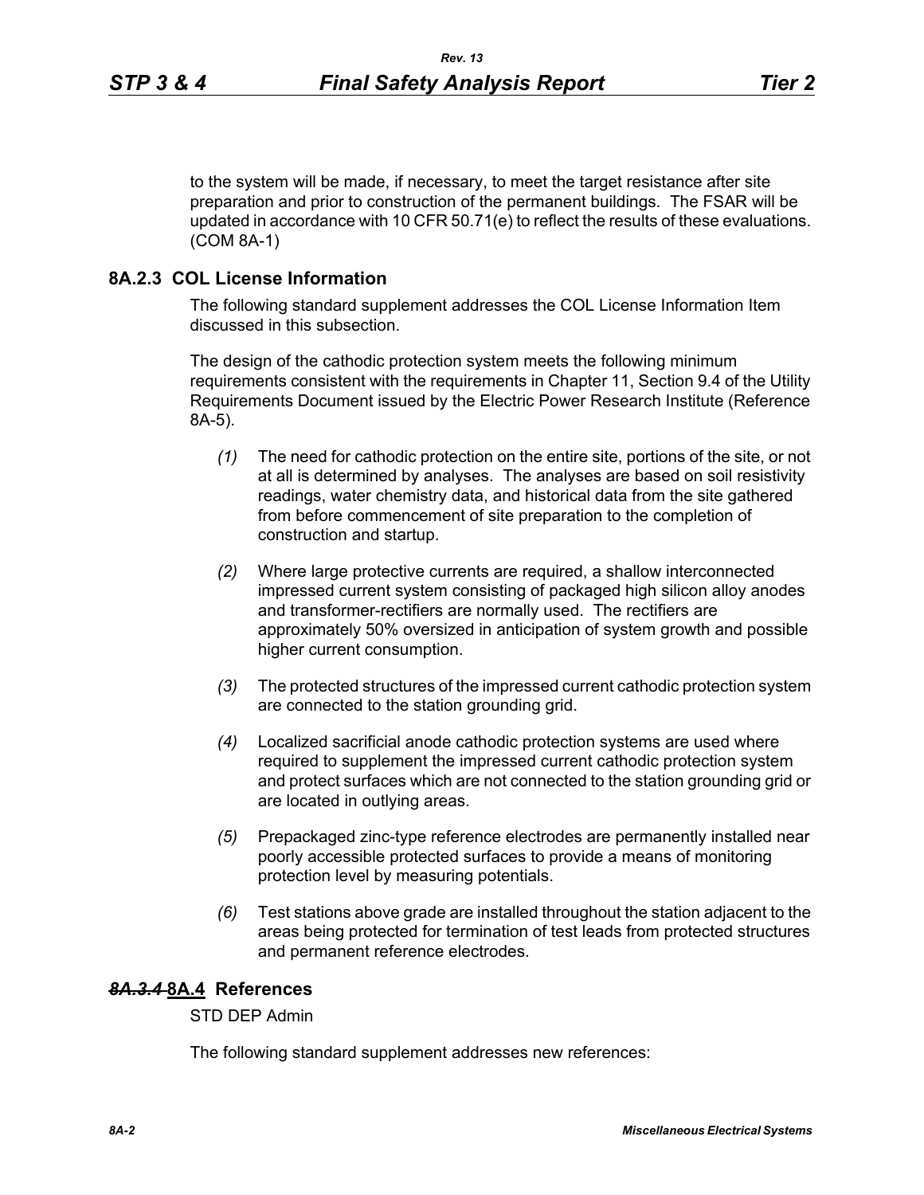to the system will be made, if necessary, to meet the target resistance after site preparation and prior to construction of the permanent buildings. The FSAR will be updated in accordance with 10 CFR 50.71(e) to reflect the results of these evaluations. (COM 8A-1)

### 8A.2.3 COL License Information

The following standard supplement addresses the COL License Information Item discussed in this subsection.

The design of the cathodic protection system meets the following minimum requirements consistent with the requirements in Chapter 11, Section 9.4 of the Utility Requirements Document issued by the Electric Power Research Institute (Reference 8A-5).

*(1)* The need for cathodic protection on the entire site, portions of the site, or not at all is determined by analyses. The analyses are based on soil resistivity readings, water chemistry data, and historical data from the site gathered from before commencement of site preparation to the completion of construction and startup.

*(2)* Where large protective currents are required, a shallow interconnected impressed current system consisting of packaged high silicon alloy anodes and transformer-rectifiers are normally used. The rectifiers are approximately 50% oversized in anticipation of system growth and possible higher current consumption.

*(3)* The protected structures of the impressed current cathodic protection system are connected to the station grounding grid.

*(4)* Localized sacrificial anode cathodic protection systems are used where required to supplement the impressed current cathodic protection system and protect surfaces which are not connected to the station grounding grid or are located in outlying areas.

*(5)* Prepackaged zinc-type reference electrodes are permanently installed near poorly accessible protected surfaces to provide a means of monitoring protection level by measuring potentials.

*(6)* Test stations above grade are installed throughout the station adjacent to the areas being protected for termination of test leads from protected structures and permanent reference electrodes.

## ~~*8A.3.4*~~ 8A.4 References

STD DEP Admin

The following standard supplement addresses new references: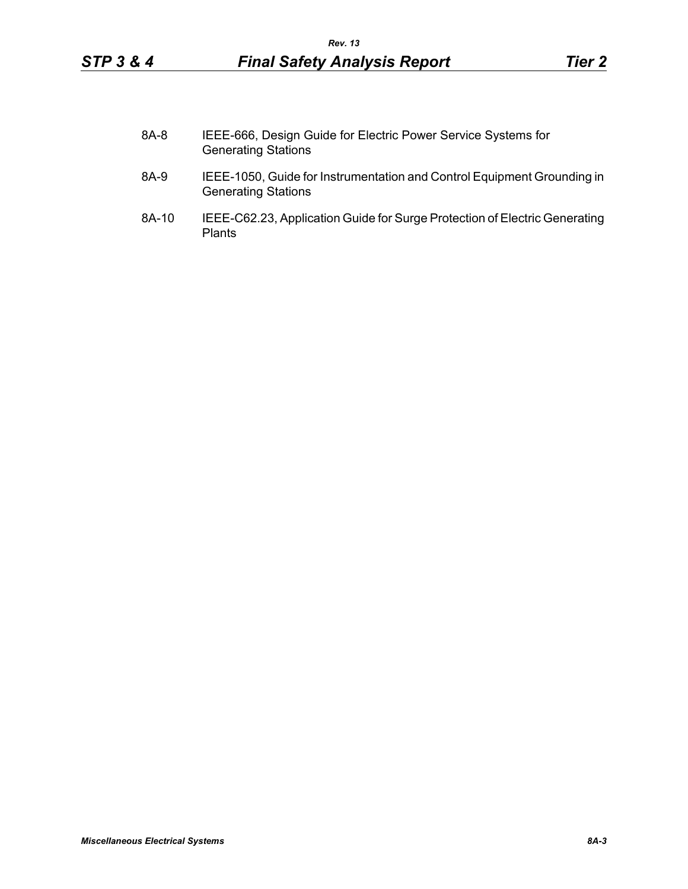8A-8 IEEE-666, Design Guide for Electric Power Service Systems for Generating Stations

8A-9 IEEE-1050, Guide for Instrumentation and Control Equipment Grounding in Generating Stations

8A-10 IEEE-C62.23, Application Guide for Surge Protection of Electric Generating Plants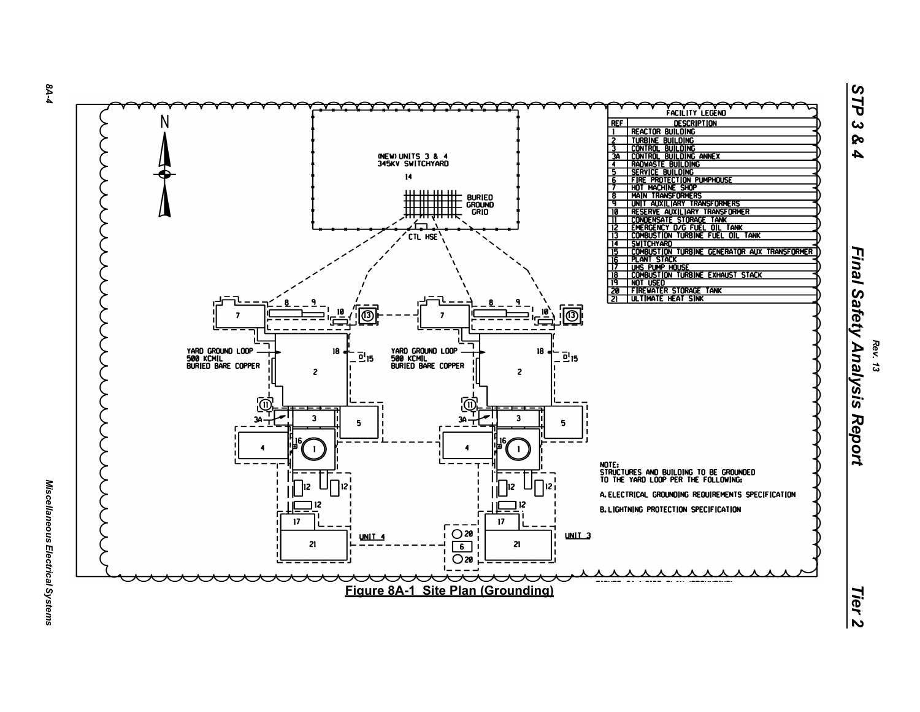FACILITY LEGEND

| REF | DESCRIPTION |
|---|---|
| 1 | REACTOR BUILDING |
| 2 | TURBINE BUILDING |
| 3 | CONTROL BUILDING |
| 3A | CONTROL BUILDING ANNEX |
| 4 | RADWASTE BUILDING |
| 5 | SERVICE BUILDING |
| 6 | FIRE PROTECTION PUMPHOUSE |
| 7 | HOT MACHINE SHOP |
| 8 | MAIN TRANSFORMERS |
| 9 | UNIT AUXILIARY TRANSFORMERS |
| 10 | RESERVE AUXILIARY TRANSFORMER |
| 11 | CONDENSATE STORAGE TANK |
| 12 | EMERGENCY D/G FUEL OIL TANK |
| 13 | COMBUSTION TURBINE FUEL OIL TANK |
| 14 | SWITCHYARD |
| 15 | COMBUSTION TURBINE GENERATOR AUX TRANSFORMER |
| 16 | PLANT STACK |
| 17 | UHS PUMP HOUSE |
| 18 | COMBUSTION TURBINE EXHAUST STACK |
| 19 | NOT USED |
| 20 | FIREWATER STORAGE TANK |
| 21 | ULTIMATE HEAT SINK |

N

(NEW) UNITS 3 & 4
345KV SWITCHYARD
14

BURIED
GROUND
GRID

CTL HSE

YARD GROUND LOOP
500 KCMIL
BURIED BARE COPPER

UNIT 4

UNIT 3

NOTE:
STRUCTURES AND BUILDING TO BE GROUNDED
TO THE YARD LOOP PER THE FOLLOWING:

A. ELECTRICAL GROUNDING REQUIREMENTS SPECIFICATION

B. LIGHTNING PROTECTION SPECIFICATION

Figure 8A-1 Site Plan (Grounding)